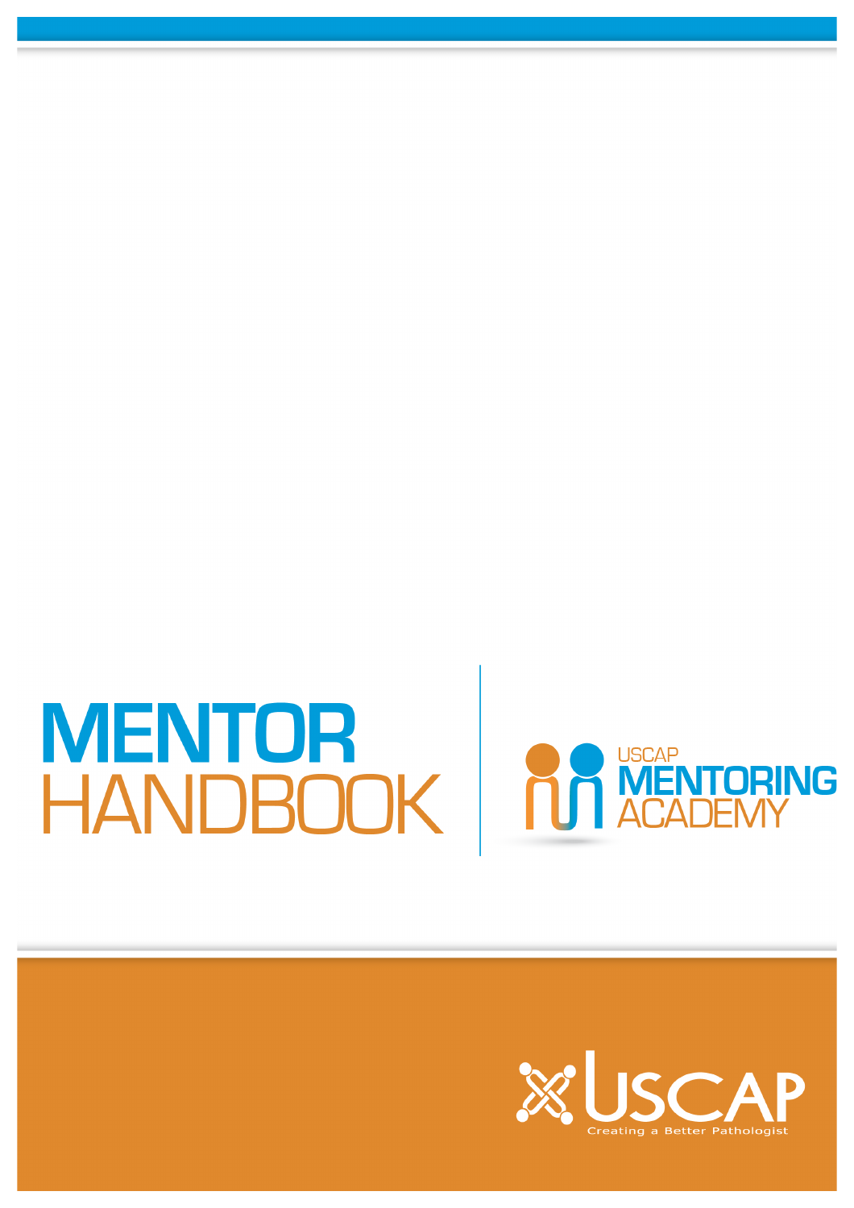# MENTOR HANDBOOK

USCAP MENTORING ACADEMY

USCAP

Creating a Better Pathologist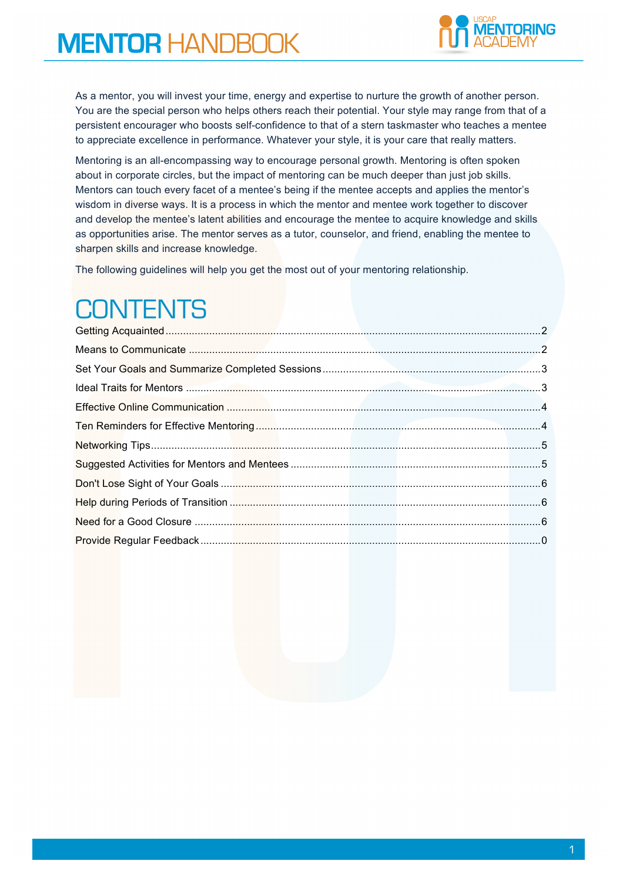# MENTOR HANDBOOK

As a mentor, you will invest your time, energy and expertise to nurture the growth of another person. You are the special person who helps others reach their potential. Your style may range from that of a persistent encourager who boosts self-confidence to that of a stern taskmaster who teaches a mentee to appreciate excellence in performance. Whatever your style, it is your care that really matters.

Mentoring is an all-encompassing way to encourage personal growth. Mentoring is often spoken about in corporate circles, but the impact of mentoring can be much deeper than just job skills. Mentors can touch every facet of a mentee's being if the mentee accepts and applies the mentor's wisdom in diverse ways. It is a process in which the mentor and mentee work together to discover and develop the mentee's latent abilities and encourage the mentee to acquire knowledge and skills as opportunities arise. The mentor serves as a tutor, counselor, and friend, enabling the mentee to sharpen skills and increase knowledge.

The following guidelines will help you get the most out of your mentoring relationship.

## CONTENTS

Getting Acquainted ............ 2
Means to Communicate ............ 2
Set Your Goals and Summarize Completed Sessions ............ 3
Ideal Traits for Mentors ............ 3
Effective Online Communication ............ 4
Ten Reminders for Effective Mentoring ............ 4
Networking Tips ............ 5
Suggested Activities for Mentors and Mentees ............ 5
Don't Lose Sight of Your Goals ............ 6
Help during Periods of Transition ............ 6
Need for a Good Closure ............ 6
Provide Regular Feedback ............ 0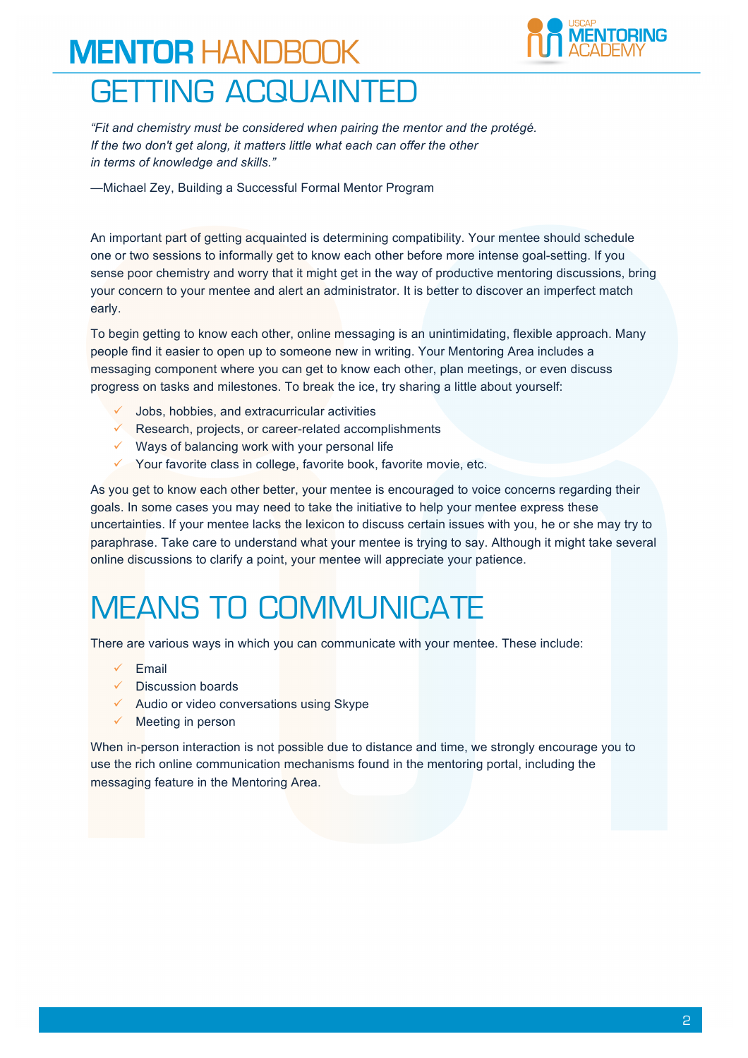# GETTING ACQUAINTED

*"Fit and chemistry must be considered when pairing the mentor and the protégé. If the two don't get along, it matters little what each can offer the other in terms of knowledge and skills."*

—Michael Zey, Building a Successful Formal Mentor Program

An important part of getting acquainted is determining compatibility. Your mentee should schedule one or two sessions to informally get to know each other before more intense goal-setting. If you sense poor chemistry and worry that it might get in the way of productive mentoring discussions, bring your concern to your mentee and alert an administrator. It is better to discover an imperfect match early.

To begin getting to know each other, online messaging is an unintimidating, flexible approach. Many people find it easier to open up to someone new in writing. Your Mentoring Area includes a messaging component where you can get to know each other, plan meetings, or even discuss progress on tasks and milestones. To break the ice, try sharing a little about yourself:

- Jobs, hobbies, and extracurricular activities
- Research, projects, or career-related accomplishments
- Ways of balancing work with your personal life
- Your favorite class in college, favorite book, favorite movie, etc.

As you get to know each other better, your mentee is encouraged to voice concerns regarding their goals. In some cases you may need to take the initiative to help your mentee express these uncertainties. If your mentee lacks the lexicon to discuss certain issues with you, he or she may try to paraphrase. Take care to understand what your mentee is trying to say. Although it might take several online discussions to clarify a point, your mentee will appreciate your patience.

# MEANS TO COMMUNICATE

There are various ways in which you can communicate with your mentee. These include:

- Email
- Discussion boards
- Audio or video conversations using Skype
- Meeting in person

When in-person interaction is not possible due to distance and time, we strongly encourage you to use the rich online communication mechanisms found in the mentoring portal, including the messaging feature in the Mentoring Area.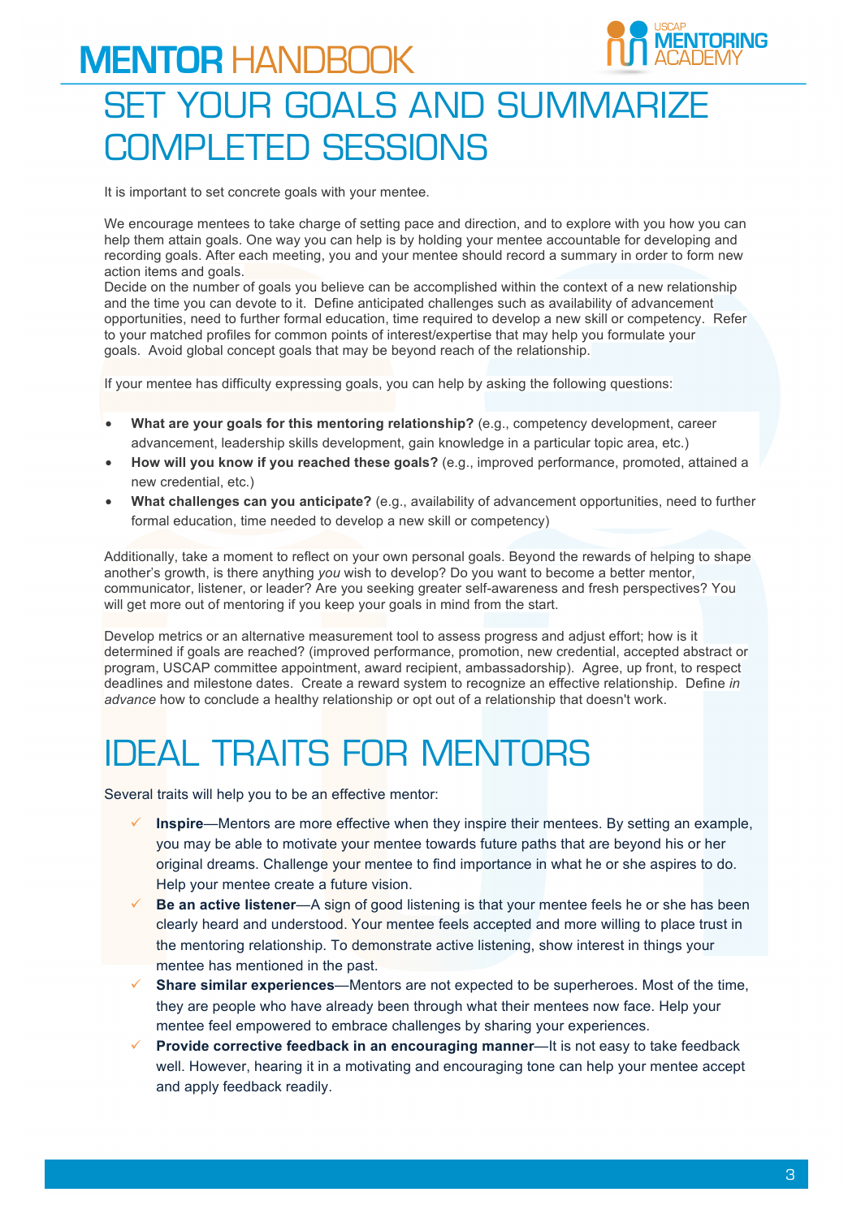# SET YOUR GOALS AND SUMMARIZE COMPLETED SESSIONS

It is important to set concrete goals with your mentee.

We encourage mentees to take charge of setting pace and direction, and to explore with you how you can help them attain goals. One way you can help is by holding your mentee accountable for developing and recording goals. After each meeting, you and your mentee should record a summary in order to form new action items and goals.
Decide on the number of goals you believe can be accomplished within the context of a new relationship and the time you can devote to it. Define anticipated challenges such as availability of advancement opportunities, need to further formal education, time required to develop a new skill or competency. Refer to your matched profiles for common points of interest/expertise that may help you formulate your goals. Avoid global concept goals that may be beyond reach of the relationship.

If your mentee has difficulty expressing goals, you can help by asking the following questions:

- **What are your goals for this mentoring relationship?** (e.g., competency development, career advancement, leadership skills development, gain knowledge in a particular topic area, etc.)
- **How will you know if you reached these goals?** (e.g., improved performance, promoted, attained a new credential, etc.)
- **What challenges can you anticipate?** (e.g., availability of advancement opportunities, need to further formal education, time needed to develop a new skill or competency)

Additionally, take a moment to reflect on your own personal goals. Beyond the rewards of helping to shape another's growth, is there anything *you* wish to develop? Do you want to become a better mentor, communicator, listener, or leader? Are you seeking greater self-awareness and fresh perspectives? You will get more out of mentoring if you keep your goals in mind from the start.

Develop metrics or an alternative measurement tool to assess progress and adjust effort; how is it determined if goals are reached? (improved performance, promotion, new credential, accepted abstract or program, USCAP committee appointment, award recipient, ambassadorship). Agree, up front, to respect deadlines and milestone dates. Create a reward system to recognize an effective relationship. Define *in advance* how to conclude a healthy relationship or opt out of a relationship that doesn't work.

# IDEAL TRAITS FOR MENTORS

Several traits will help you to be an effective mentor:

- ✓ **Inspire**—Mentors are more effective when they inspire their mentees. By setting an example, you may be able to motivate your mentee towards future paths that are beyond his or her original dreams. Challenge your mentee to find importance in what he or she aspires to do. Help your mentee create a future vision.
- ✓ **Be an active listener**—A sign of good listening is that your mentee feels he or she has been clearly heard and understood. Your mentee feels accepted and more willing to place trust in the mentoring relationship. To demonstrate active listening, show interest in things your mentee has mentioned in the past.
- ✓ **Share similar experiences**—Mentors are not expected to be superheroes. Most of the time, they are people who have already been through what their mentees now face. Help your mentee feel empowered to embrace challenges by sharing your experiences.
- ✓ **Provide corrective feedback in an encouraging manner**—It is not easy to take feedback well. However, hearing it in a motivating and encouraging tone can help your mentee accept and apply feedback readily.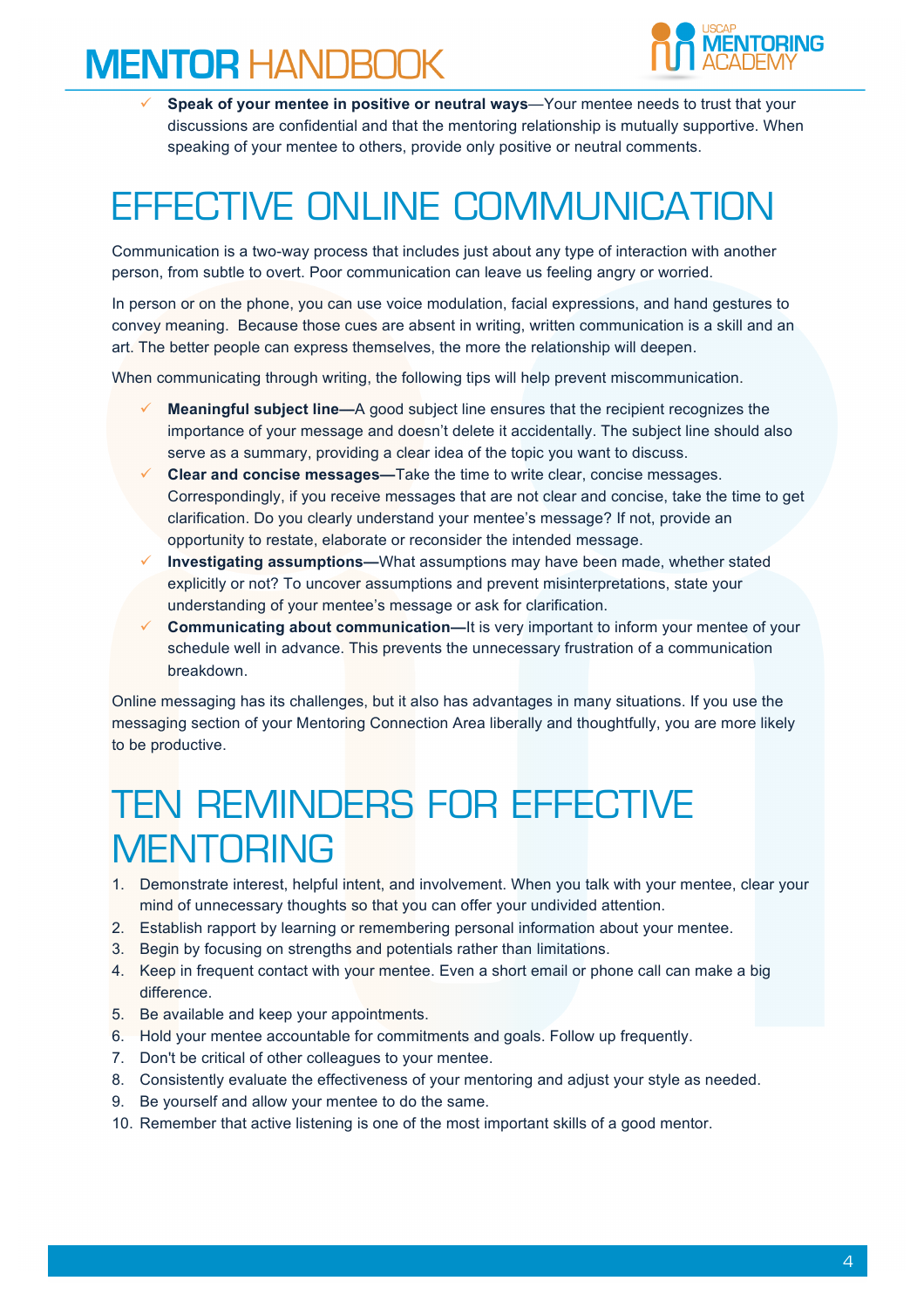- ✓ **Speak of your mentee in positive or neutral ways**—Your mentee needs to trust that your discussions are confidential and that the mentoring relationship is mutually supportive. When speaking of your mentee to others, provide only positive or neutral comments.

# EFFECTIVE ONLINE COMMUNICATION

Communication is a two-way process that includes just about any type of interaction with another person, from subtle to overt. Poor communication can leave us feeling angry or worried.

In person or on the phone, you can use voice modulation, facial expressions, and hand gestures to convey meaning. Because those cues are absent in writing, written communication is a skill and an art. The better people can express themselves, the more the relationship will deepen.

When communicating through writing, the following tips will help prevent miscommunication.

- ✓ **Meaningful subject line—**A good subject line ensures that the recipient recognizes the importance of your message and doesn't delete it accidentally. The subject line should also serve as a summary, providing a clear idea of the topic you want to discuss.
- ✓ **Clear and concise messages—**Take the time to write clear, concise messages. Correspondingly, if you receive messages that are not clear and concise, take the time to get clarification. Do you clearly understand your mentee's message? If not, provide an opportunity to restate, elaborate or reconsider the intended message.
- ✓ **Investigating assumptions—**What assumptions may have been made, whether stated explicitly or not? To uncover assumptions and prevent misinterpretations, state your understanding of your mentee's message or ask for clarification.
- ✓ **Communicating about communication—**It is very important to inform your mentee of your schedule well in advance. This prevents the unnecessary frustration of a communication breakdown.

Online messaging has its challenges, but it also has advantages in many situations. If you use the messaging section of your Mentoring Connection Area liberally and thoughtfully, you are more likely to be productive.

# TEN REMINDERS FOR EFFECTIVE MENTORING

1. Demonstrate interest, helpful intent, and involvement. When you talk with your mentee, clear your mind of unnecessary thoughts so that you can offer your undivided attention.
2. Establish rapport by learning or remembering personal information about your mentee.
3. Begin by focusing on strengths and potentials rather than limitations.
4. Keep in frequent contact with your mentee. Even a short email or phone call can make a big difference.
5. Be available and keep your appointments.
6. Hold your mentee accountable for commitments and goals. Follow up frequently.
7. Don't be critical of other colleagues to your mentee.
8. Consistently evaluate the effectiveness of your mentoring and adjust your style as needed.
9. Be yourself and allow your mentee to do the same.
10. Remember that active listening is one of the most important skills of a good mentor.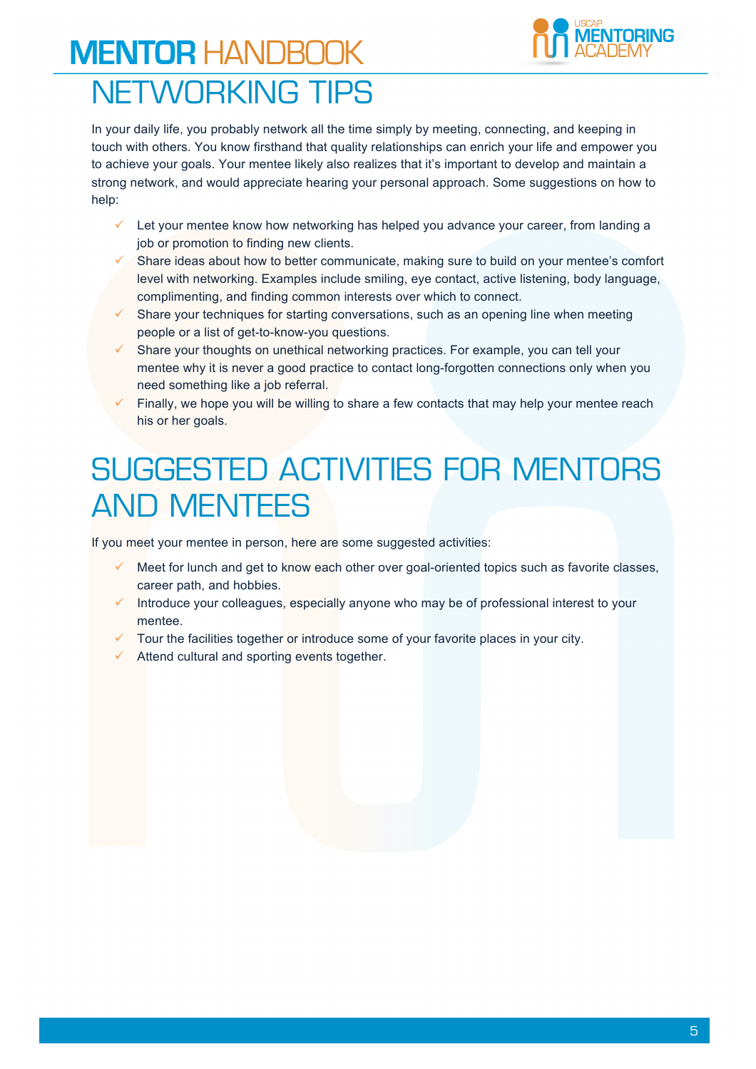# NETWORKING TIPS

In your daily life, you probably network all the time simply by meeting, connecting, and keeping in touch with others. You know firsthand that quality relationships can enrich your life and empower you to achieve your goals. Your mentee likely also realizes that it's important to develop and maintain a strong network, and would appreciate hearing your personal approach. Some suggestions on how to help:

- ✓ Let your mentee know how networking has helped you advance your career, from landing a job or promotion to finding new clients.
- ✓ Share ideas about how to better communicate, making sure to build on your mentee's comfort level with networking. Examples include smiling, eye contact, active listening, body language, complimenting, and finding common interests over which to connect.
- ✓ Share your techniques for starting conversations, such as an opening line when meeting people or a list of get-to-know-you questions.
- ✓ Share your thoughts on unethical networking practices. For example, you can tell your mentee why it is never a good practice to contact long-forgotten connections only when you need something like a job referral.
- ✓ Finally, we hope you will be willing to share a few contacts that may help your mentee reach his or her goals.

# SUGGESTED ACTIVITIES FOR MENTORS AND MENTEES

If you meet your mentee in person, here are some suggested activities:

- ✓ Meet for lunch and get to know each other over goal-oriented topics such as favorite classes, career path, and hobbies.
- ✓ Introduce your colleagues, especially anyone who may be of professional interest to your mentee.
- ✓ Tour the facilities together or introduce some of your favorite places in your city.
- ✓ Attend cultural and sporting events together.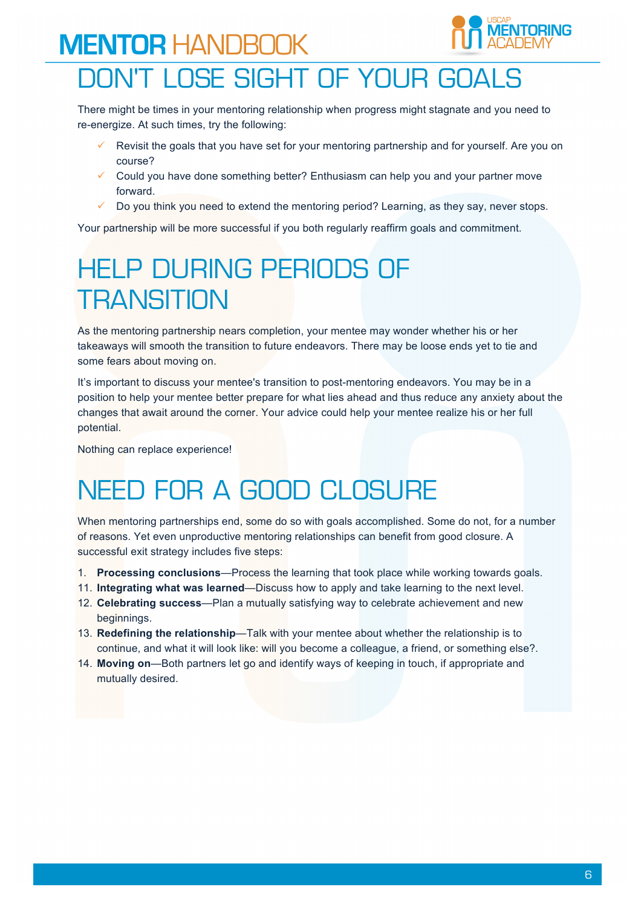# DON'T LOSE SIGHT OF YOUR GOALS

There might be times in your mentoring relationship when progress might stagnate and you need to re-energize. At such times, try the following:

- ✓ Revisit the goals that you have set for your mentoring partnership and for yourself. Are you on course?
- ✓ Could you have done something better? Enthusiasm can help you and your partner move forward.
- ✓ Do you think you need to extend the mentoring period? Learning, as they say, never stops.

Your partnership will be more successful if you both regularly reaffirm goals and commitment.

# HELP DURING PERIODS OF TRANSITION

As the mentoring partnership nears completion, your mentee may wonder whether his or her takeaways will smooth the transition to future endeavors. There may be loose ends yet to tie and some fears about moving on.

It's important to discuss your mentee's transition to post-mentoring endeavors. You may be in a position to help your mentee better prepare for what lies ahead and thus reduce any anxiety about the changes that await around the corner. Your advice could help your mentee realize his or her full potential.

Nothing can replace experience!

# NEED FOR A GOOD CLOSURE

When mentoring partnerships end, some do so with goals accomplished. Some do not, for a number of reasons. Yet even unproductive mentoring relationships can benefit from good closure. A successful exit strategy includes five steps:

1. **Processing conclusions**—Process the learning that took place while working towards goals.
11. **Integrating what was learned**—Discuss how to apply and take learning to the next level.
12. **Celebrating success**—Plan a mutually satisfying way to celebrate achievement and new beginnings.
13. **Redefining the relationship**—Talk with your mentee about whether the relationship is to continue, and what it will look like: will you become a colleague, a friend, or something else?.
14. **Moving on**—Both partners let go and identify ways of keeping in touch, if appropriate and mutually desired.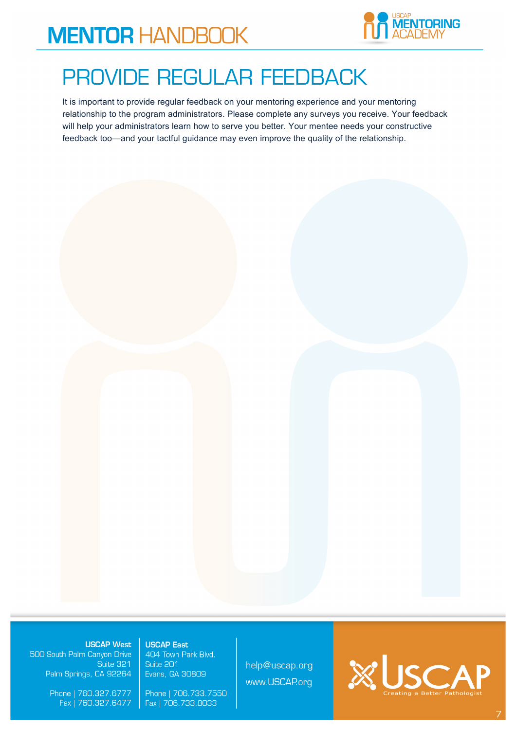# PROVIDE REGULAR FEEDBACK

It is important to provide regular feedback on your mentoring experience and your mentoring relationship to the program administrators. Please complete any surveys you receive. Your feedback will help your administrators learn how to serve you better. Your mentee needs your constructive feedback too—and your tactful guidance may even improve the quality of the relationship.

**USCAP West**
500 South Palm Canyon Drive
Suite 321
Palm Springs, CA 92264

Phone | 760.327.6777
Fax | 760.327.6477

**USCAP East**
404 Town Park Blvd.
Suite 201
Evans, GA 30809

Phone | 706.733.7550
Fax | 706.733.8033

help@uscap.org
www.USCAP.org

USCAP
Creating a Better Pathologist